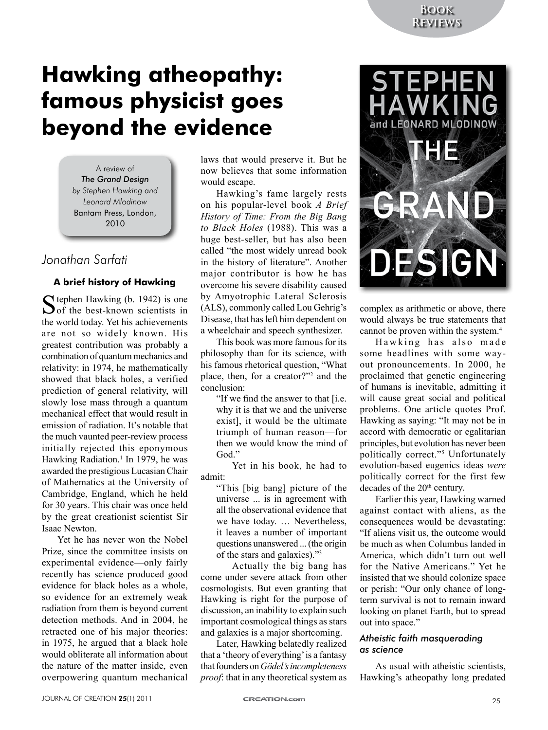# Hawking atheopathy: famous physicist goes beyond the evidence

A review of
*The Grand Design*
*by Stephen Hawking and Leonard Mlodinow*
Bantam Press, London, 2010

*Jonathan Sarfati*

### A brief history of Hawking

Stephen Hawking (b. 1942) is one of the best-known scientists in the world today. Yet his achievements are not so widely known. His greatest contribution was probably a combination of quantum mechanics and relativity: in 1974, he mathematically showed that black holes, a verified prediction of general relativity, will slowly lose mass through a quantum mechanical effect that would result in emission of radiation. It's notable that the much vaunted peer-review process initially rejected this eponymous Hawking Radiation.[1] In 1979, he was awarded the prestigious Lucasian Chair of Mathematics at the University of Cambridge, England, which he held for 30 years. This chair was once held by the great creationist scientist Sir Isaac Newton.

Yet he has never won the Nobel Prize, since the committee insists on experimental evidence—only fairly recently has science produced good evidence for black holes as a whole, so evidence for an extremely weak radiation from them is beyond current detection methods. And in 2004, he retracted one of his major theories: in 1975, he argued that a black hole would obliterate all information about the nature of the matter inside, even overpowering quantum mechanical laws that would preserve it. But he now believes that some information would escape.

Hawking's fame largely rests on his popular-level book *A Brief History of Time: From the Big Bang to Black Holes* (1988). This was a huge best-seller, but has also been called "the most widely unread book in the history of literature". Another major contributor is how he has overcome his severe disability caused by Amyotrophic Lateral Sclerosis (ALS), commonly called Lou Gehrig's Disease, that has left him dependent on a wheelchair and speech synthesizer.

This book was more famous for its philosophy than for its science, with his famous rhetorical question, "What place, then, for a creator?"[2] and the conclusion:

> "If we find the answer to that [i.e. why it is that we and the universe exist], it would be the ultimate triumph of human reason—for then we would know the mind of God."

Yet in his book, he had to admit:

> "This [big bang] picture of the universe ... is in agreement with all the observational evidence that we have today. … Nevertheless, it leaves a number of important questions unanswered ... (the origin of the stars and galaxies)."[3]

Actually the big bang has come under severe attack from other cosmologists. But even granting that Hawking is right for the purpose of discussion, an inability to explain such important cosmological things as stars and galaxies is a major shortcoming.

Later, Hawking belatedly realized that a 'theory of everything' is a fantasy that founders on *Gödel's incompleteness proof*: that in any theoretical system as complex as arithmetic or above, there would always be true statements that cannot be proven within the system.[4]

Hawking has also made some headlines with some way-out pronouncements. In 2000, he proclaimed that genetic engineering of humans is inevitable, admitting it will cause great social and political problems. One article quotes Prof. Hawking as saying: "It may not be in accord with democratic or egalitarian principles, but evolution has never been politically correct."[5] Unfortunately evolution-based eugenics ideas *were* politically correct for the first few decades of the 20th century.

Earlier this year, Hawking warned against contact with aliens, as the consequences would be devastating: "If aliens visit us, the outcome would be much as when Columbus landed in America, which didn't turn out well for the Native Americans." Yet he insisted that we should colonize space or perish: "Our only chance of long-term survival is not to remain inward looking on planet Earth, but to spread out into space."

### *Atheistic faith masquerading as science*

As usual with atheistic scientists, Hawking's atheopathy long predated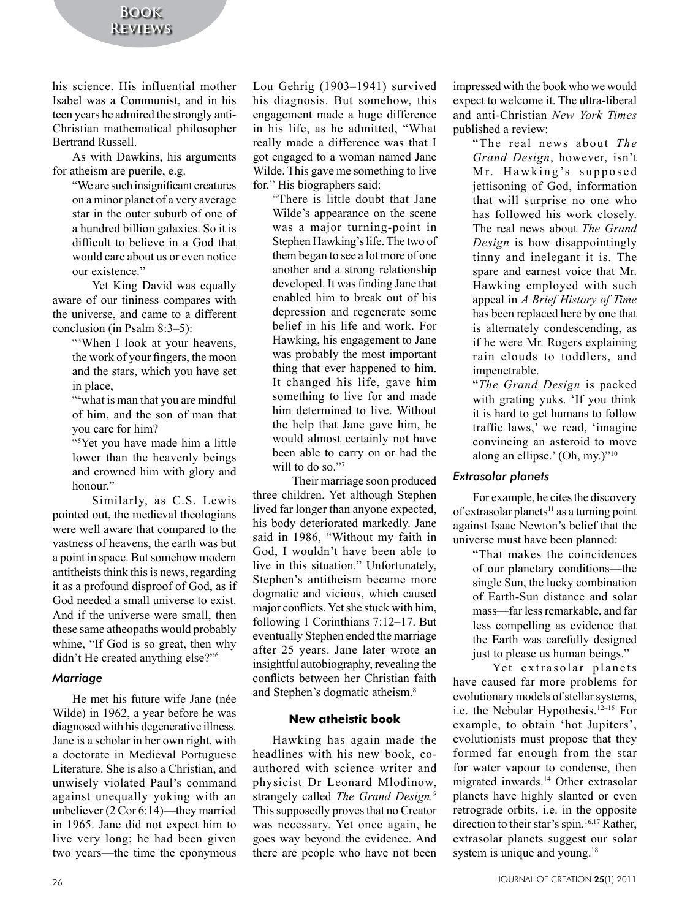his science. His influential mother Isabel was a Communist, and in his teen years he admired the strongly anti-Christian mathematical philosopher Bertrand Russell.

As with Dawkins, his arguments for atheism are puerile, e.g.

> "We are such insignificant creatures on a minor planet of a very average star in the outer suburb of one of a hundred billion galaxies. So it is difficult to believe in a God that would care about us or even notice our existence."

Yet King David was equally aware of our tininess compares with the universe, and came to a different conclusion (in Psalm 8:3–5):

> "[3]When I look at your heavens, the work of your fingers, the moon and the stars, which you have set in place,
>
> "[4]what is man that you are mindful of him, and the son of man that you care for him?
>
> "[5]Yet you have made him a little lower than the heavenly beings and crowned him with glory and honour."

Similarly, as C.S. Lewis pointed out, the medieval theologians were well aware that compared to the vastness of heavens, the earth was but a point in space. But somehow modern antitheists think this is news, regarding it as a profound disproof of God, as if God needed a small universe to exist. And if the universe were small, then these same atheopaths would probably whine, "If God is so great, then why didn't He created anything else?"[6]

### Marriage

He met his future wife Jane (née Wilde) in 1962, a year before he was diagnosed with his degenerative illness. Jane is a scholar in her own right, with a doctorate in Medieval Portuguese Literature. She is also a Christian, and unwisely violated Paul's command against unequally yoking with an unbeliever (2 Cor 6:14)—they married in 1965. Jane did not expect him to live very long; he had been given two years—the time the eponymous Lou Gehrig (1903–1941) survived his diagnosis. But somehow, this engagement made a huge difference in his life, as he admitted, "What really made a difference was that I got engaged to a woman named Jane Wilde. This gave me something to live for." His biographers said:

> "There is little doubt that Jane Wilde's appearance on the scene was a major turning-point in Stephen Hawking's life. The two of them began to see a lot more of one another and a strong relationship developed. It was finding Jane that enabled him to break out of his depression and regenerate some belief in his life and work. For Hawking, his engagement to Jane was probably the most important thing that ever happened to him. It changed his life, gave him something to live for and made him determined to live. Without the help that Jane gave him, he would almost certainly not have been able to carry on or had the will to do so."[7]

Their marriage soon produced three children. Yet although Stephen lived far longer than anyone expected, his body deteriorated markedly. Jane said in 1986, "Without my faith in God, I wouldn't have been able to live in this situation." Unfortunately, Stephen's antitheism became more dogmatic and vicious, which caused major conflicts. Yet she stuck with him, following 1 Corinthians 7:12–17. But eventually Stephen ended the marriage after 25 years. Jane later wrote an insightful autobiography, revealing the conflicts between her Christian faith and Stephen's dogmatic atheism.[8]

#### New atheistic book

Hawking has again made the headlines with his new book, co-authored with science writer and physicist Dr Leonard Mlodinow, strangely called *The Grand Design.*[9] This supposedly proves that no Creator was necessary. Yet once again, he goes way beyond the evidence. And there are people who have not been impressed with the book who we would expect to welcome it. The ultra-liberal and anti-Christian *New York Times* published a review:

> "The real news about *The Grand Design*, however, isn't Mr. Hawking's supposed jettisoning of God, information that will surprise no one who has followed his work closely. The real news about *The Grand Design* is how disappointingly tinny and inelegant it is. The spare and earnest voice that Mr. Hawking employed with such appeal in *A Brief History of Time* has been replaced here by one that is alternately condescending, as if he were Mr. Rogers explaining rain clouds to toddlers, and impenetrable.
>
> "*The Grand Design* is packed with grating yuks. 'If you think it is hard to get humans to follow traffic laws,' we read, 'imagine convincing an asteroid to move along an ellipse.' (Oh, my.)"[10]

### Extrasolar planets

For example, he cites the discovery of extrasolar planets[11] as a turning point against Isaac Newton's belief that the universe must have been planned:

> "That makes the coincidences of our planetary conditions—the single Sun, the lucky combination of Earth-Sun distance and solar mass—far less remarkable, and far less compelling as evidence that the Earth was carefully designed just to please us human beings."

Yet extrasolar planets have caused far more problems for evolutionary models of stellar systems, i.e. the Nebular Hypothesis.[12–15] For example, to obtain 'hot Jupiters', evolutionists must propose that they formed far enough from the star for water vapour to condense, then migrated inwards.[14] Other extrasolar planets have highly slanted or even retrograde orbits, i.e. in the opposite direction to their star's spin.[16,17] Rather, extrasolar planets suggest our solar system is unique and young.[18]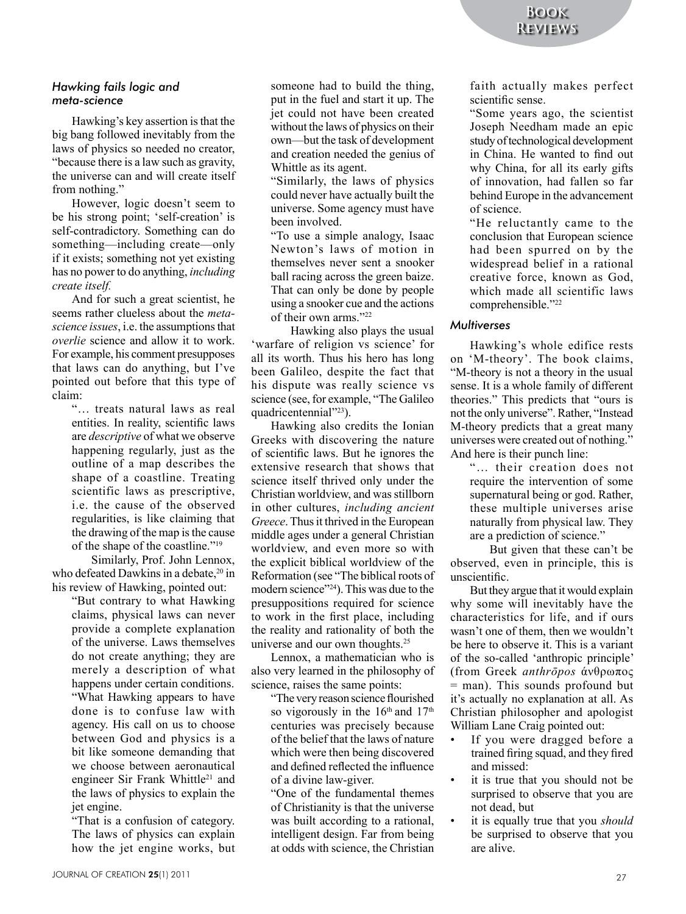### *Hawking fails logic and meta-science*

Hawking's key assertion is that the big bang followed inevitably from the laws of physics so needed no creator, "because there is a law such as gravity, the universe can and will create itself from nothing."

However, logic doesn't seem to be his strong point; 'self-creation' is self-contradictory. Something can do something—including create—only if it exists; something not yet existing has no power to do anything, *including create itself.*

And for such a great scientist, he seems rather clueless about the *meta-science issues*, i.e. the assumptions that *overlie* science and allow it to work. For example, his comment presupposes that laws can do anything, but I've pointed out before that this type of claim:

> "… treats natural laws as real entities. In reality, scientific laws are *descriptive* of what we observe happening regularly, just as the outline of a map describes the shape of a coastline. Treating scientific laws as prescriptive, i.e. the cause of the observed regularities, is like claiming that the drawing of the map is the cause of the shape of the coastline."[19]

Similarly, Prof. John Lennox, who defeated Dawkins in a debate,[20] in his review of Hawking, pointed out:

> "But contrary to what Hawking claims, physical laws can never provide a complete explanation of the universe. Laws themselves do not create anything; they are merely a description of what happens under certain conditions.
>
> "What Hawking appears to have done is to confuse law with agency. His call on us to choose between God and physics is a bit like someone demanding that we choose between aeronautical engineer Sir Frank Whittle[21] and the laws of physics to explain the jet engine.
>
> "That is a confusion of category. The laws of physics can explain how the jet engine works, but someone had to build the thing, put in the fuel and start it up. The jet could not have been created without the laws of physics on their own—but the task of development and creation needed the genius of Whittle as its agent.
>
> "Similarly, the laws of physics could never have actually built the universe. Some agency must have been involved.
>
> "To use a simple analogy, Isaac Newton's laws of motion in themselves never sent a snooker ball racing across the green baize. That can only be done by people using a snooker cue and the actions of their own arms."[22]

Hawking also plays the usual 'warfare of religion vs science' for all its worth. Thus his hero has long been Galileo, despite the fact that his dispute was really science vs science (see, for example, "The Galileo quadricentennial"[23]).

Hawking also credits the Ionian Greeks with discovering the nature of scientific laws. But he ignores the extensive research that shows that science itself thrived only under the Christian worldview, and was stillborn in other cultures, *including ancient Greece*. Thus it thrived in the European middle ages under a general Christian worldview, and even more so with the explicit biblical worldview of the Reformation (see "The biblical roots of modern science"[24]). This was due to the presuppositions required for science to work in the first place, including the reality and rationality of both the universe and our own thoughts.[25]

Lennox, a mathematician who is also very learned in the philosophy of science, raises the same points:

> "The very reason science flourished so vigorously in the 16th and 17th centuries was precisely because of the belief that the laws of nature which were then being discovered and defined reflected the influence of a divine law-giver.
>
> "One of the fundamental themes of Christianity is that the universe was built according to a rational, intelligent design. Far from being at odds with science, the Christian faith actually makes perfect scientific sense.
>
> "Some years ago, the scientist Joseph Needham made an epic study of technological development in China. He wanted to find out why China, for all its early gifts of innovation, had fallen so far behind Europe in the advancement of science.
>
> "He reluctantly came to the conclusion that European science had been spurred on by the widespread belief in a rational creative force, known as God, which made all scientific laws comprehensible."[22]

### *Multiverses*

Hawking's whole edifice rests on 'M-theory'. The book claims, "M-theory is not a theory in the usual sense. It is a whole family of different theories." This predicts that "ours is not the only universe". Rather, "Instead M-theory predicts that a great many universes were created out of nothing." And here is their punch line:

> "… their creation does not require the intervention of some supernatural being or god. Rather, these multiple universes arise naturally from physical law. They are a prediction of science."

But given that these can't be observed, even in principle, this is unscientific.

But they argue that it would explain why some will inevitably have the characteristics for life, and if ours wasn't one of them, then we wouldn't be here to observe it. This is a variant of the so-called 'anthropic principle' (from Greek *anthrōpos* ἄνθρωπος = man). This sounds profound but it's actually no explanation at all. As Christian philosopher and apologist William Lane Craig pointed out:

- If you were dragged before a trained firing squad, and they fired and missed:
- it is true that you should not be surprised to observe that you are not dead, but
- it is equally true that you *should* be surprised to observe that you are alive.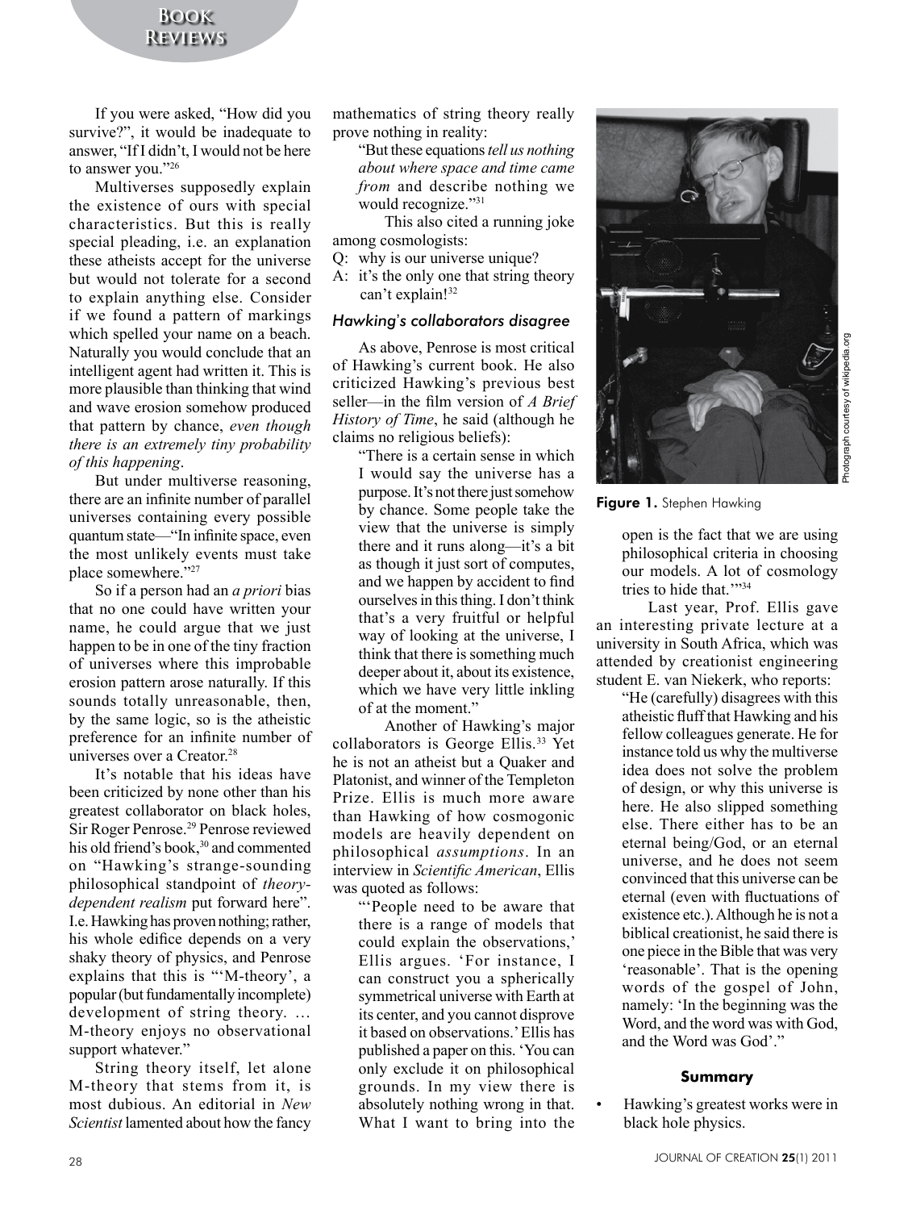If you were asked, "How did you survive?", it would be inadequate to answer, "If I didn't, I would not be here to answer you."[26]

Multiverses supposedly explain the existence of ours with special characteristics. But this is really special pleading, i.e. an explanation these atheists accept for the universe but would not tolerate for a second to explain anything else. Consider if we found a pattern of markings which spelled your name on a beach. Naturally you would conclude that an intelligent agent had written it. This is more plausible than thinking that wind and wave erosion somehow produced that pattern by chance, *even though there is an extremely tiny probability of this happening*.

But under multiverse reasoning, there are an infinite number of parallel universes containing every possible quantum state—"In infinite space, even the most unlikely events must take place somewhere."[27]

So if a person had an *a priori* bias that no one could have written your name, he could argue that we just happen to be in one of the tiny fraction of universes where this improbable erosion pattern arose naturally. If this sounds totally unreasonable, then, by the same logic, so is the atheistic preference for an infinite number of universes over a Creator.[28]

It's notable that his ideas have been criticized by none other than his greatest collaborator on black holes, Sir Roger Penrose.[29] Penrose reviewed his old friend's book,[30] and commented on "Hawking's strange-sounding philosophical standpoint of *theory-dependent realism* put forward here". I.e. Hawking has proven nothing; rather, his whole edifice depends on a very shaky theory of physics, and Penrose explains that this is "'M-theory', a popular (but fundamentally incomplete) development of string theory. … M-theory enjoys no observational support whatever."

String theory itself, let alone M-theory that stems from it, is most dubious. An editorial in *New Scientist* lamented about how the fancy mathematics of string theory really prove nothing in reality:

> "But these equations *tell us nothing about where space and time came from* and describe nothing we would recognize."[31]

This also cited a running joke among cosmologists:

Q: why is our universe unique?
A: it's the only one that string theory can't explain![32]

### *Hawking's collaborators disagree*

As above, Penrose is most critical of Hawking's current book. He also criticized Hawking's previous best seller—in the film version of *A Brief History of Time*, he said (although he claims no religious beliefs):

> "There is a certain sense in which I would say the universe has a purpose. It's not there just somehow by chance. Some people take the view that the universe is simply there and it runs along—it's a bit as though it just sort of computes, and we happen by accident to find ourselves in this thing. I don't think that's a very fruitful or helpful way of looking at the universe, I think that there is something much deeper about it, about its existence, which we have very little inkling of at the moment."

Another of Hawking's major collaborators is George Ellis.[33] Yet he is not an atheist but a Quaker and Platonist, and winner of the Templeton Prize. Ellis is much more aware than Hawking of how cosmogonic models are heavily dependent on philosophical *assumptions*. In an interview in *Scientific American*, Ellis was quoted as follows:

> "'People need to be aware that there is a range of models that could explain the observations,' Ellis argues. 'For instance, I can construct you a spherically symmetrical universe with Earth at its center, and you cannot disprove it based on observations.' Ellis has published a paper on this. 'You can only exclude it on philosophical grounds. In my view there is absolutely nothing wrong in that. What I want to bring into the open is the fact that we are using philosophical criteria in choosing our models. A lot of cosmology tries to hide that.'"[34]

**Figure 1.** Stephen Hawking

Photograph courtesy of wikipedia.org

Last year, Prof. Ellis gave an interesting private lecture at a university in South Africa, which was attended by creationist engineering student E. van Niekerk, who reports:

> "He (carefully) disagrees with this atheistic fluff that Hawking and his fellow colleagues generate. He for instance told us why the multiverse idea does not solve the problem of design, or why this universe is here. He also slipped something else. There either has to be an eternal being/God, or an eternal universe, and he does not seem convinced that this universe can be eternal (even with fluctuations of existence etc.). Although he is not a biblical creationist, he said there is one piece in the Bible that was very 'reasonable'. That is the opening words of the gospel of John, namely: 'In the beginning was the Word, and the word was with God, and the Word was God'."

#### Summary

- Hawking's greatest works were in black hole physics.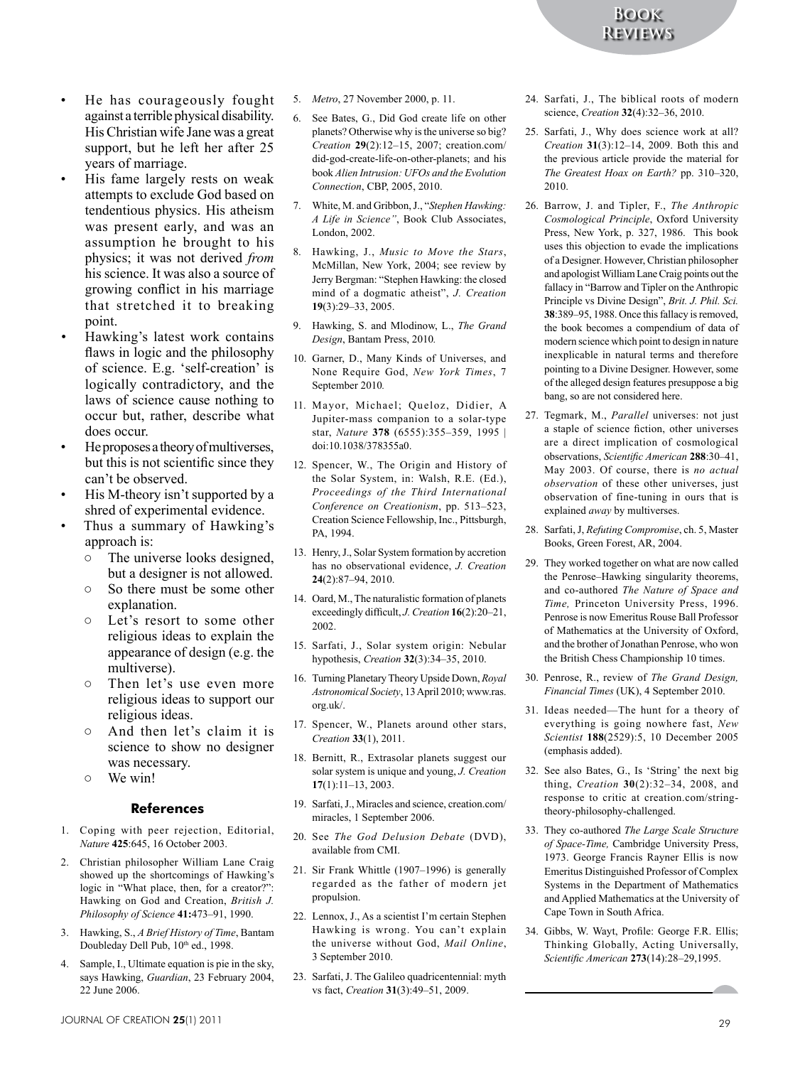- He has courageously fought against a terrible physical disability. His Christian wife Jane was a great support, but he left her after 25 years of marriage.
- His fame largely rests on weak attempts to exclude God based on tendentious physics. His atheism was present early, and was an assumption he brought to his physics; it was not derived *from* his science. It was also a source of growing conflict in his marriage that stretched it to breaking point.
- Hawking's latest work contains flaws in logic and the philosophy of science. E.g. 'self-creation' is logically contradictory, and the laws of science cause nothing to occur but, rather, describe what does occur.
- He proposes a theory of multiverses, but this is not scientific since they can't be observed.
- His M-theory isn't supported by a shred of experimental evidence.
- Thus a summary of Hawking's approach is:
  - The universe looks designed, but a designer is not allowed.
  - So there must be some other explanation.
  - Let's resort to some other religious ideas to explain the appearance of design (e.g. the multiverse).
  - Then let's use even more religious ideas to support our religious ideas.
  - And then let's claim it is science to show no designer was necessary.
  - We win!

## References

1. Coping with peer rejection, Editorial, *Nature* **425**:645, 16 October 2003.
2. Christian philosopher William Lane Craig showed up the shortcomings of Hawking's logic in "What place, then, for a creator?": Hawking on God and Creation, *British J. Philosophy of Science* **41:**473–91, 1990.
3. Hawking, S., *A Brief History of Time*, Bantam Doubleday Dell Pub, 10th ed., 1998.
4. Sample, I., Ultimate equation is pie in the sky, says Hawking, *Guardian*, 23 February 2004, 22 June 2006.
5. *Metro*, 27 November 2000, p. 11.
6. See Bates, G., Did God create life on other planets? Otherwise why is the universe so big? *Creation* **29**(2):12–15, 2007; creation.com/did-god-create-life-on-other-planets; and his book *Alien Intrusion: UFOs and the Evolution Connection*, CBP, 2005, 2010.
7. White, M. and Gribbon, J., "*Stephen Hawking: A Life in Science"*, Book Club Associates, London, 2002.
8. Hawking, J., *Music to Move the Stars*, McMillan, New York, 2004; see review by Jerry Bergman: "Stephen Hawking: the closed mind of a dogmatic atheist", *J. Creation* **19**(3):29–33, 2005.
9. Hawking, S. and Mlodinow, L., *The Grand Design*, Bantam Press, 2010.
10. Garner, D., Many Kinds of Universes, and None Require God, *New York Times*, 7 September 2010.
11. Mayor, Michael; Queloz, Didier, A Jupiter-mass companion to a solar-type star, *Nature* **378** (6555):355–359, 1995 | doi:10.1038/378355a0.
12. Spencer, W., The Origin and History of the Solar System, in: Walsh, R.E. (Ed.), *Proceedings of the Third International Conference on Creationism*, pp. 513–523, Creation Science Fellowship, Inc., Pittsburgh, PA, 1994.
13. Henry, J., Solar System formation by accretion has no observational evidence, *J. Creation* **24**(2):87–94, 2010.
14. Oard, M., The naturalistic formation of planets exceedingly difficult, *J. Creation* **16**(2):20–21, 2002.
15. Sarfati, J., Solar system origin: Nebular hypothesis, *Creation* **32**(3):34–35, 2010.
16. Turning Planetary Theory Upside Down, *Royal Astronomical Society*, 13 April 2010; www.ras.org.uk/.
17. Spencer, W., Planets around other stars, *Creation* **33**(1), 2011.
18. Bernitt, R., Extrasolar planets suggest our solar system is unique and young, *J. Creation* **17**(1):11–13, 2003.
19. Sarfati, J., Miracles and science, creation.com/miracles, 1 September 2006.
20. See *The God Delusion Debate* (DVD), available from CMI.
21. Sir Frank Whittle (1907–1996) is generally regarded as the father of modern jet propulsion.
22. Lennox, J., As a scientist I'm certain Stephen Hawking is wrong. You can't explain the universe without God, *Mail Online*, 3 September 2010.
23. Sarfati, J. The Galileo quadricentennial: myth vs fact, *Creation* **31**(3):49–51, 2009.
24. Sarfati, J., The biblical roots of modern science, *Creation* **32**(4):32–36, 2010.
25. Sarfati, J., Why does science work at all? *Creation* **31**(3):12–14, 2009. Both this and the previous article provide the material for *The Greatest Hoax on Earth?* pp. 310–320, 2010.
26. Barrow, J. and Tipler, F., *The Anthropic Cosmological Principle*, Oxford University Press, New York, p. 327, 1986. This book uses this objection to evade the implications of a Designer. However, Christian philosopher and apologist William Lane Craig points out the fallacy in "Barrow and Tipler on the Anthropic Principle vs Divine Design", *Brit. J. Phil. Sci.* **38**:389–95, 1988. Once this fallacy is removed, the book becomes a compendium of data of modern science which point to design in nature inexplicable in natural terms and therefore pointing to a Divine Designer. However, some of the alleged design features presuppose a big bang, so are not considered here.
27. Tegmark, M., *Parallel* universes: not just a staple of science fiction, other universes are a direct implication of cosmological observations, *Scientific American* **288**:30–41, May 2003. Of course, there is *no actual observation* of these other universes, just observation of fine-tuning in ours that is explained *away* by multiverses.
28. Sarfati, J, *Refuting Compromise*, ch. 5, Master Books, Green Forest, AR, 2004.
29. They worked together on what are now called the Penrose–Hawking singularity theorems, and co-authored *The Nature of Space and Time,* Princeton University Press, 1996. Penrose is now Emeritus Rouse Ball Professor of Mathematics at the University of Oxford, and the brother of Jonathan Penrose, who won the British Chess Championship 10 times.
30. Penrose, R., review of *The Grand Design, Financial Times* (UK), 4 September 2010.
31. Ideas needed—The hunt for a theory of everything is going nowhere fast, *New Scientist* **188**(2529):5, 10 December 2005 (emphasis added).
32. See also Bates, G., Is 'String' the next big thing, *Creation* **30**(2):32–34, 2008, and response to critic at creation.com/string-theory-philosophy-challenged.
33. They co-authored *The Large Scale Structure of Space-Time,* Cambridge University Press, 1973. George Francis Rayner Ellis is now Emeritus Distinguished Professor of Complex Systems in the Department of Mathematics and Applied Mathematics at the University of Cape Town in South Africa.
34. Gibbs, W. Wayt, Profile: George F.R. Ellis; Thinking Globally, Acting Universally, *Scientific American* **273**(14):28–29,1995.